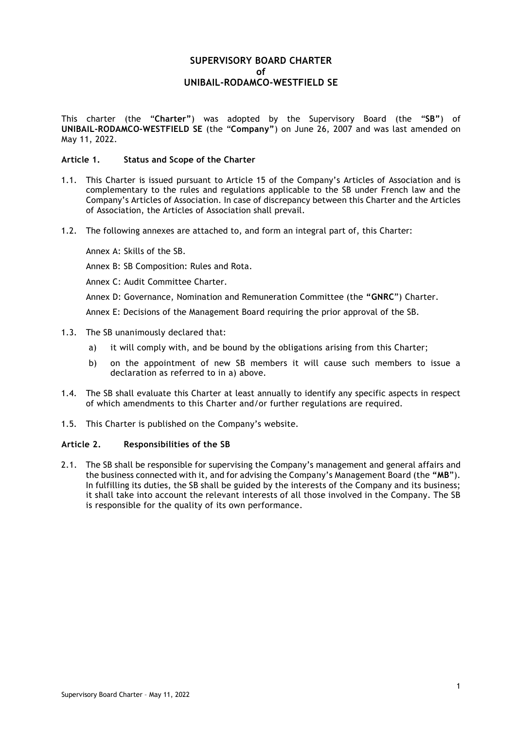# SUPERVISORY BOARD CHARTER
# of
# UNIBAIL-RODAMCO-WESTFIELD SE

This charter (the "**Charter**") was adopted by the Supervisory Board (the "**SB**") of **UNIBAIL-RODAMCO-WESTFIELD SE** (the "**Company**") on June 26, 2007 and was last amended on May 11, 2022.

### Article 1. Status and Scope of the Charter

1.1. This Charter is issued pursuant to Article 15 of the Company's Articles of Association and is complementary to the rules and regulations applicable to the SB under French law and the Company's Articles of Association. In case of discrepancy between this Charter and the Articles of Association, the Articles of Association shall prevail.

1.2. The following annexes are attached to, and form an integral part of, this Charter:

Annex A: Skills of the SB.

Annex B: SB Composition: Rules and Rota.

Annex C: Audit Committee Charter.

Annex D: Governance, Nomination and Remuneration Committee (the "**GNRC**") Charter.

Annex E: Decisions of the Management Board requiring the prior approval of the SB.

1.3. The SB unanimously declared that:

a) it will comply with, and be bound by the obligations arising from this Charter;

b) on the appointment of new SB members it will cause such members to issue a declaration as referred to in a) above.

1.4. The SB shall evaluate this Charter at least annually to identify any specific aspects in respect of which amendments to this Charter and/or further regulations are required.

1.5. This Charter is published on the Company's website.

### Article 2. Responsibilities of the SB

2.1. The SB shall be responsible for supervising the Company's management and general affairs and the business connected with it, and for advising the Company's Management Board (the "**MB**"). In fulfilling its duties, the SB shall be guided by the interests of the Company and its business; it shall take into account the relevant interests of all those involved in the Company. The SB is responsible for the quality of its own performance.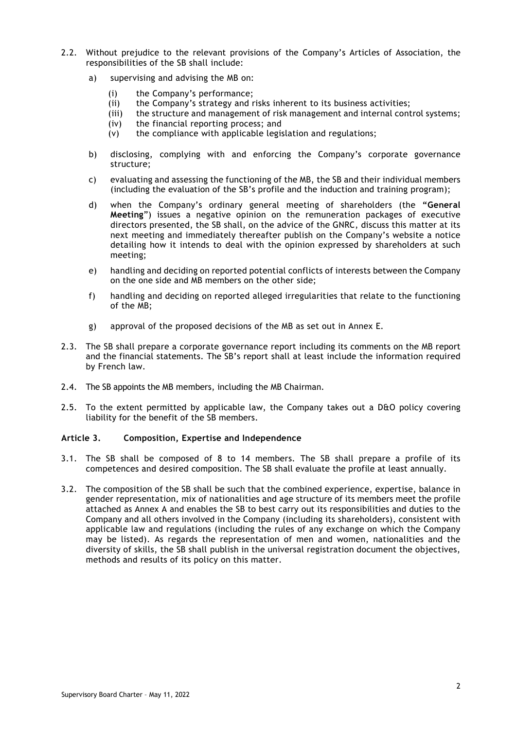2.2. Without prejudice to the relevant provisions of the Company's Articles of Association, the responsibilities of the SB shall include:

a) supervising and advising the MB on:

(i) the Company's performance;
(ii) the Company's strategy and risks inherent to its business activities;
(iii) the structure and management of risk management and internal control systems;
(iv) the financial reporting process; and
(v) the compliance with applicable legislation and regulations;

b) disclosing, complying with and enforcing the Company's corporate governance structure;

c) evaluating and assessing the functioning of the MB, the SB and their individual members (including the evaluation of the SB's profile and the induction and training program);

d) when the Company's ordinary general meeting of shareholders (the "**General Meeting**") issues a negative opinion on the remuneration packages of executive directors presented, the SB shall, on the advice of the GNRC, discuss this matter at its next meeting and immediately thereafter publish on the Company's website a notice detailing how it intends to deal with the opinion expressed by shareholders at such meeting;

e) handling and deciding on reported potential conflicts of interests between the Company on the one side and MB members on the other side;

f) handling and deciding on reported alleged irregularities that relate to the functioning of the MB;

g) approval of the proposed decisions of the MB as set out in Annex E.

2.3. The SB shall prepare a corporate governance report including its comments on the MB report and the financial statements. The SB's report shall at least include the information required by French law.

2.4. The SB appoints the MB members, including the MB Chairman.

2.5. To the extent permitted by applicable law, the Company takes out a D&O policy covering liability for the benefit of the SB members.

### Article 3. Composition, Expertise and Independence

3.1. The SB shall be composed of 8 to 14 members. The SB shall prepare a profile of its competences and desired composition. The SB shall evaluate the profile at least annually.

3.2. The composition of the SB shall be such that the combined experience, expertise, balance in gender representation, mix of nationalities and age structure of its members meet the profile attached as Annex A and enables the SB to best carry out its responsibilities and duties to the Company and all others involved in the Company (including its shareholders), consistent with applicable law and regulations (including the rules of any exchange on which the Company may be listed). As regards the representation of men and women, nationalities and the diversity of skills, the SB shall publish in the universal registration document the objectives, methods and results of its policy on this matter.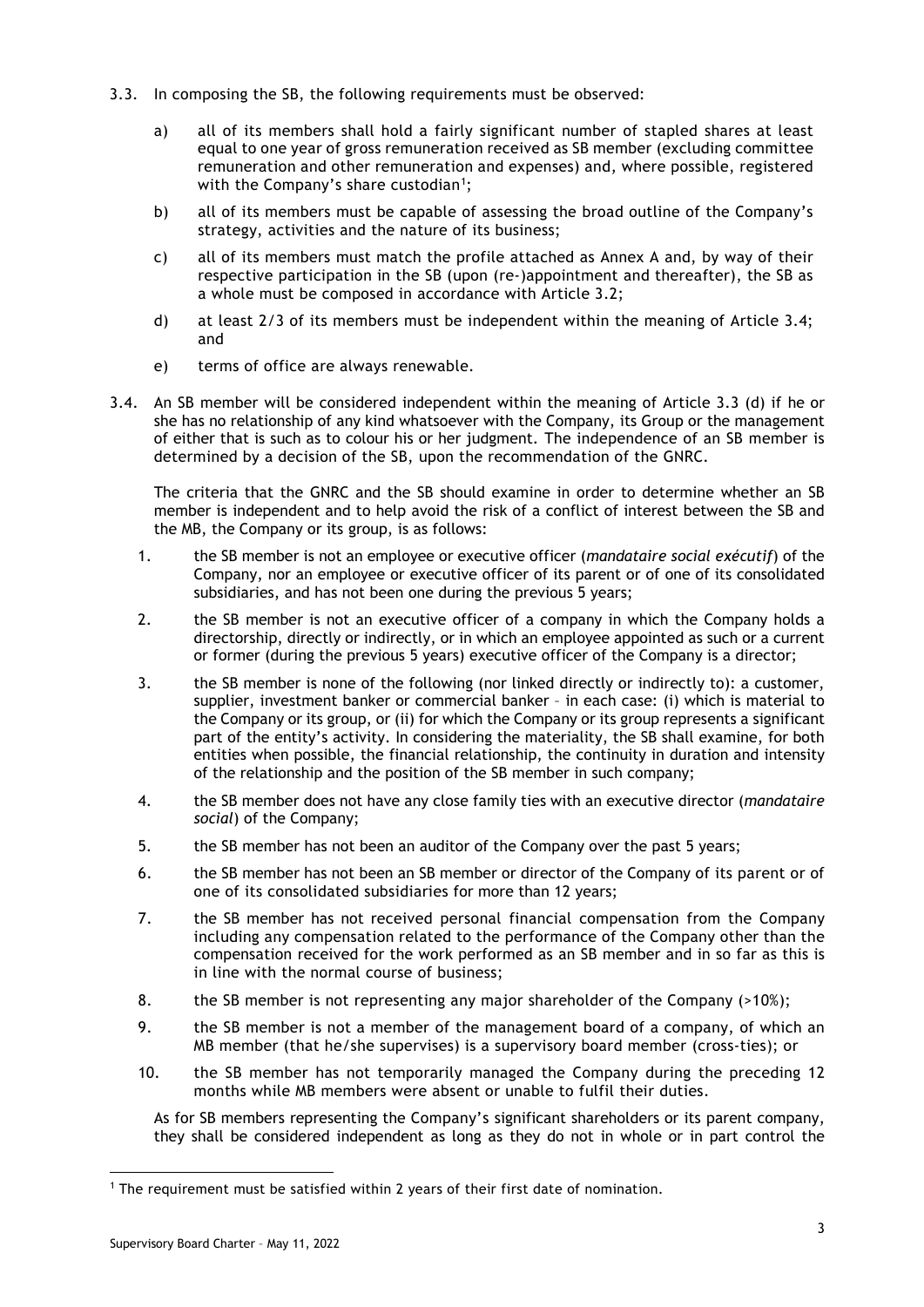3.3. In composing the SB, the following requirements must be observed:

a) all of its members shall hold a fairly significant number of stapled shares at least equal to one year of gross remuneration received as SB member (excluding committee remuneration and other remuneration and expenses) and, where possible, registered with the Company's share custodian[1];

b) all of its members must be capable of assessing the broad outline of the Company's strategy, activities and the nature of its business;

c) all of its members must match the profile attached as Annex A and, by way of their respective participation in the SB (upon (re-)appointment and thereafter), the SB as a whole must be composed in accordance with Article 3.2;

d) at least 2/3 of its members must be independent within the meaning of Article 3.4; and

e) terms of office are always renewable.

3.4. An SB member will be considered independent within the meaning of Article 3.3 (d) if he or she has no relationship of any kind whatsoever with the Company, its Group or the management of either that is such as to colour his or her judgment. The independence of an SB member is determined by a decision of the SB, upon the recommendation of the GNRC.

The criteria that the GNRC and the SB should examine in order to determine whether an SB member is independent and to help avoid the risk of a conflict of interest between the SB and the MB, the Company or its group, is as follows:

1. the SB member is not an employee or executive officer (*mandataire social exécutif*) of the Company, nor an employee or executive officer of its parent or of one of its consolidated subsidiaries, and has not been one during the previous 5 years;
2. the SB member is not an executive officer of a company in which the Company holds a directorship, directly or indirectly, or in which an employee appointed as such or a current or former (during the previous 5 years) executive officer of the Company is a director;
3. the SB member is none of the following (nor linked directly or indirectly to): a customer, supplier, investment banker or commercial banker – in each case: (i) which is material to the Company or its group, or (ii) for which the Company or its group represents a significant part of the entity's activity. In considering the materiality, the SB shall examine, for both entities when possible, the financial relationship, the continuity in duration and intensity of the relationship and the position of the SB member in such company;
4. the SB member does not have any close family ties with an executive director (*mandataire social*) of the Company;
5. the SB member has not been an auditor of the Company over the past 5 years;
6. the SB member has not been an SB member or director of the Company of its parent or of one of its consolidated subsidiaries for more than 12 years;
7. the SB member has not received personal financial compensation from the Company including any compensation related to the performance of the Company other than the compensation received for the work performed as an SB member and in so far as this is in line with the normal course of business;
8. the SB member is not representing any major shareholder of the Company (>10%);
9. the SB member is not a member of the management board of a company, of which an MB member (that he/she supervises) is a supervisory board member (cross-ties); or
10. the SB member has not temporarily managed the Company during the preceding 12 months while MB members were absent or unable to fulfil their duties.

As for SB members representing the Company's significant shareholders or its parent company, they shall be considered independent as long as they do not in whole or in part control the

[1] The requirement must be satisfied within 2 years of their first date of nomination.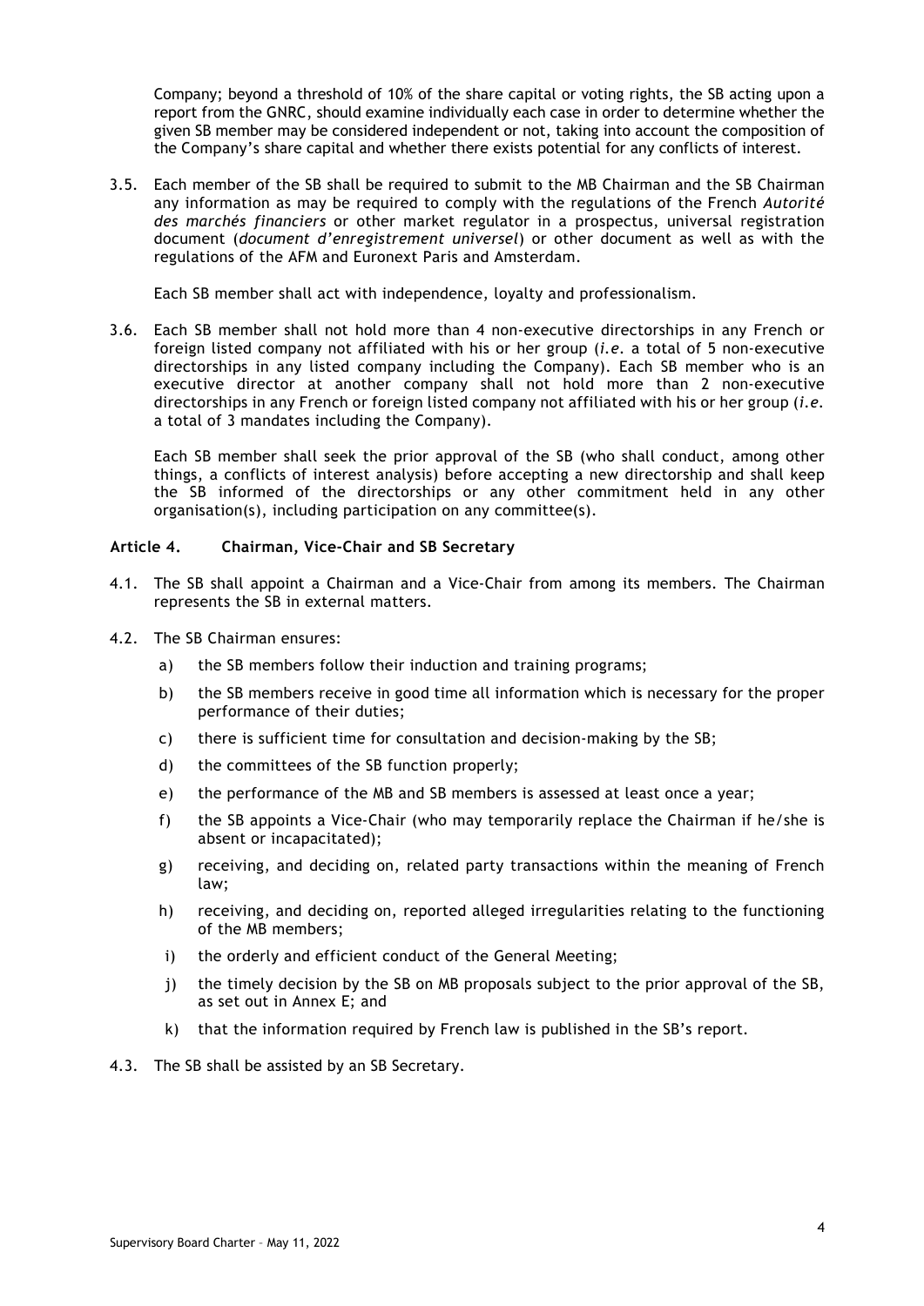Company; beyond a threshold of 10% of the share capital or voting rights, the SB acting upon a report from the GNRC, should examine individually each case in order to determine whether the given SB member may be considered independent or not, taking into account the composition of the Company's share capital and whether there exists potential for any conflicts of interest.

3.5. Each member of the SB shall be required to submit to the MB Chairman and the SB Chairman any information as may be required to comply with the regulations of the French *Autorité des marchés financiers* or other market regulator in a prospectus, universal registration document (*document d'enregistrement universel*) or other document as well as with the regulations of the AFM and Euronext Paris and Amsterdam.

Each SB member shall act with independence, loyalty and professionalism.

3.6. Each SB member shall not hold more than 4 non-executive directorships in any French or foreign listed company not affiliated with his or her group (*i.e.* a total of 5 non-executive directorships in any listed company including the Company). Each SB member who is an executive director at another company shall not hold more than 2 non-executive directorships in any French or foreign listed company not affiliated with his or her group (*i.e.* a total of 3 mandates including the Company).

Each SB member shall seek the prior approval of the SB (who shall conduct, among other things, a conflicts of interest analysis) before accepting a new directorship and shall keep the SB informed of the directorships or any other commitment held in any other organisation(s), including participation on any committee(s).

### Article 4. Chairman, Vice-Chair and SB Secretary

4.1. The SB shall appoint a Chairman and a Vice-Chair from among its members. The Chairman represents the SB in external matters.

4.2. The SB Chairman ensures:

a) the SB members follow their induction and training programs;

b) the SB members receive in good time all information which is necessary for the proper performance of their duties;

c) there is sufficient time for consultation and decision-making by the SB;

d) the committees of the SB function properly;

e) the performance of the MB and SB members is assessed at least once a year;

f) the SB appoints a Vice-Chair (who may temporarily replace the Chairman if he/she is absent or incapacitated);

g) receiving, and deciding on, related party transactions within the meaning of French law;

h) receiving, and deciding on, reported alleged irregularities relating to the functioning of the MB members;

i) the orderly and efficient conduct of the General Meeting;

j) the timely decision by the SB on MB proposals subject to the prior approval of the SB, as set out in Annex E; and

k) that the information required by French law is published in the SB's report.

4.3. The SB shall be assisted by an SB Secretary.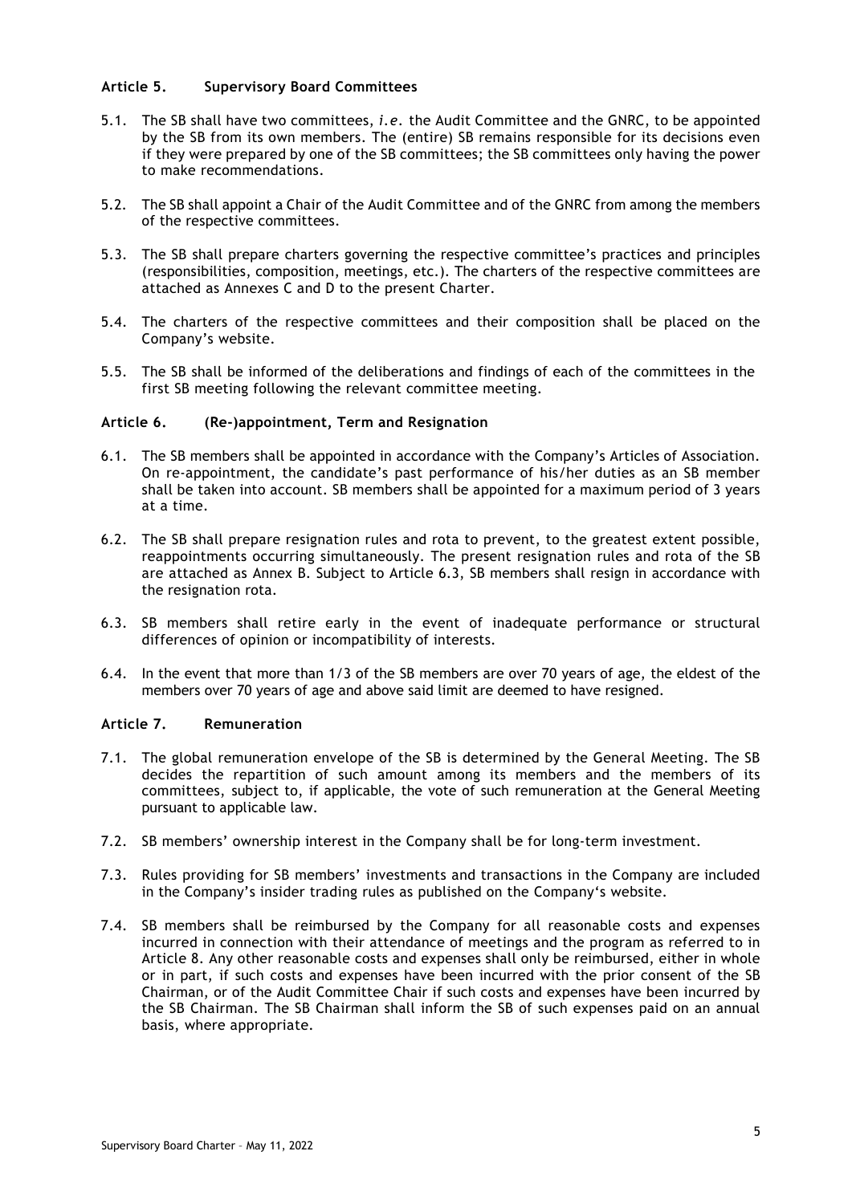### Article 5. Supervisory Board Committees

5.1. The SB shall have two committees, *i.e.* the Audit Committee and the GNRC, to be appointed by the SB from its own members. The (entire) SB remains responsible for its decisions even if they were prepared by one of the SB committees; the SB committees only having the power to make recommendations.

5.2. The SB shall appoint a Chair of the Audit Committee and of the GNRC from among the members of the respective committees.

5.3. The SB shall prepare charters governing the respective committee's practices and principles (responsibilities, composition, meetings, etc.). The charters of the respective committees are attached as Annexes C and D to the present Charter.

5.4. The charters of the respective committees and their composition shall be placed on the Company's website.

5.5. The SB shall be informed of the deliberations and findings of each of the committees in the first SB meeting following the relevant committee meeting.

### Article 6. (Re-)appointment, Term and Resignation

6.1. The SB members shall be appointed in accordance with the Company's Articles of Association. On re-appointment, the candidate's past performance of his/her duties as an SB member shall be taken into account. SB members shall be appointed for a maximum period of 3 years at a time.

6.2. The SB shall prepare resignation rules and rota to prevent, to the greatest extent possible, reappointments occurring simultaneously. The present resignation rules and rota of the SB are attached as Annex B. Subject to Article 6.3, SB members shall resign in accordance with the resignation rota.

6.3. SB members shall retire early in the event of inadequate performance or structural differences of opinion or incompatibility of interests.

6.4. In the event that more than 1/3 of the SB members are over 70 years of age, the eldest of the members over 70 years of age and above said limit are deemed to have resigned.

### Article 7. Remuneration

7.1. The global remuneration envelope of the SB is determined by the General Meeting. The SB decides the repartition of such amount among its members and the members of its committees, subject to, if applicable, the vote of such remuneration at the General Meeting pursuant to applicable law.

7.2. SB members' ownership interest in the Company shall be for long-term investment.

7.3. Rules providing for SB members' investments and transactions in the Company are included in the Company's insider trading rules as published on the Company's website.

7.4. SB members shall be reimbursed by the Company for all reasonable costs and expenses incurred in connection with their attendance of meetings and the program as referred to in Article 8. Any other reasonable costs and expenses shall only be reimbursed, either in whole or in part, if such costs and expenses have been incurred with the prior consent of the SB Chairman, or of the Audit Committee Chair if such costs and expenses have been incurred by the SB Chairman. The SB Chairman shall inform the SB of such expenses paid on an annual basis, where appropriate.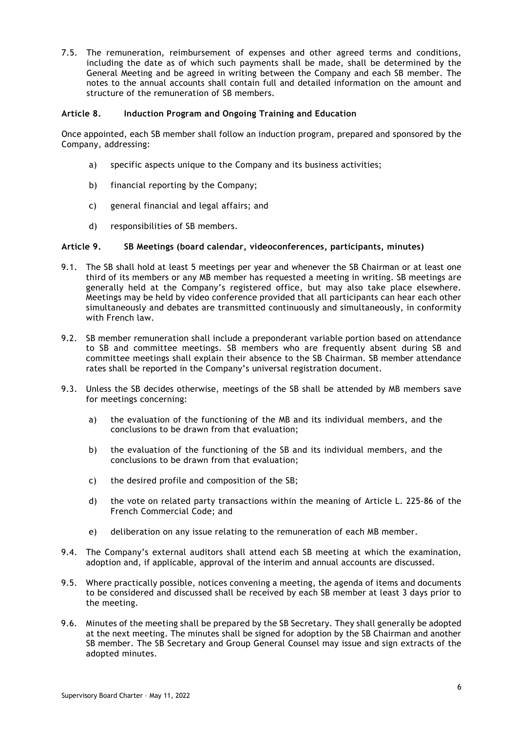7.5. The remuneration, reimbursement of expenses and other agreed terms and conditions, including the date as of which such payments shall be made, shall be determined by the General Meeting and be agreed in writing between the Company and each SB member. The notes to the annual accounts shall contain full and detailed information on the amount and structure of the remuneration of SB members.

### Article 8. Induction Program and Ongoing Training and Education

Once appointed, each SB member shall follow an induction program, prepared and sponsored by the Company, addressing:

a) specific aspects unique to the Company and its business activities;

b) financial reporting by the Company;

c) general financial and legal affairs; and

d) responsibilities of SB members.

### Article 9. SB Meetings (board calendar, videoconferences, participants, minutes)

9.1. The SB shall hold at least 5 meetings per year and whenever the SB Chairman or at least one third of its members or any MB member has requested a meeting in writing. SB meetings are generally held at the Company's registered office, but may also take place elsewhere. Meetings may be held by video conference provided that all participants can hear each other simultaneously and debates are transmitted continuously and simultaneously, in conformity with French law.

9.2. SB member remuneration shall include a preponderant variable portion based on attendance to SB and committee meetings. SB members who are frequently absent during SB and committee meetings shall explain their absence to the SB Chairman. SB member attendance rates shall be reported in the Company's universal registration document.

9.3. Unless the SB decides otherwise, meetings of the SB shall be attended by MB members save for meetings concerning:

a) the evaluation of the functioning of the MB and its individual members, and the conclusions to be drawn from that evaluation;

b) the evaluation of the functioning of the SB and its individual members, and the conclusions to be drawn from that evaluation;

c) the desired profile and composition of the SB;

d) the vote on related party transactions within the meaning of Article L. 225-86 of the French Commercial Code; and

e) deliberation on any issue relating to the remuneration of each MB member.

9.4. The Company's external auditors shall attend each SB meeting at which the examination, adoption and, if applicable, approval of the interim and annual accounts are discussed.

9.5. Where practically possible, notices convening a meeting, the agenda of items and documents to be considered and discussed shall be received by each SB member at least 3 days prior to the meeting.

9.6. Minutes of the meeting shall be prepared by the SB Secretary. They shall generally be adopted at the next meeting. The minutes shall be signed for adoption by the SB Chairman and another SB member. The SB Secretary and Group General Counsel may issue and sign extracts of the adopted minutes.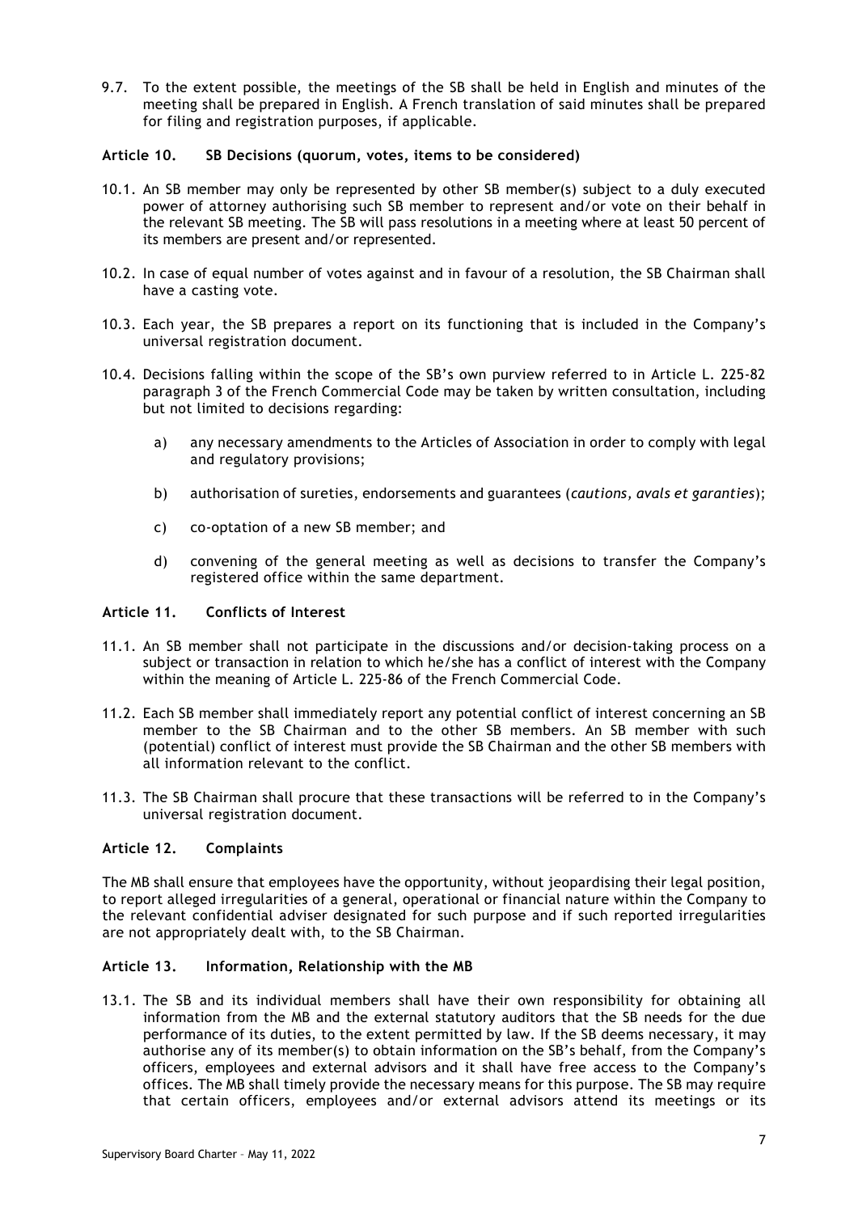9.7. To the extent possible, the meetings of the SB shall be held in English and minutes of the meeting shall be prepared in English. A French translation of said minutes shall be prepared for filing and registration purposes, if applicable.

### Article 10. SB Decisions (quorum, votes, items to be considered)

10.1. An SB member may only be represented by other SB member(s) subject to a duly executed power of attorney authorising such SB member to represent and/or vote on their behalf in the relevant SB meeting. The SB will pass resolutions in a meeting where at least 50 percent of its members are present and/or represented.

10.2. In case of equal number of votes against and in favour of a resolution, the SB Chairman shall have a casting vote.

10.3. Each year, the SB prepares a report on its functioning that is included in the Company's universal registration document.

10.4. Decisions falling within the scope of the SB's own purview referred to in Article L. 225-82 paragraph 3 of the French Commercial Code may be taken by written consultation, including but not limited to decisions regarding:

a) any necessary amendments to the Articles of Association in order to comply with legal and regulatory provisions;

b) authorisation of sureties, endorsements and guarantees (*cautions, avals et garanties*);

c) co-optation of a new SB member; and

d) convening of the general meeting as well as decisions to transfer the Company's registered office within the same department.

### Article 11. Conflicts of Interest

11.1. An SB member shall not participate in the discussions and/or decision-taking process on a subject or transaction in relation to which he/she has a conflict of interest with the Company within the meaning of Article L. 225-86 of the French Commercial Code.

11.2. Each SB member shall immediately report any potential conflict of interest concerning an SB member to the SB Chairman and to the other SB members. An SB member with such (potential) conflict of interest must provide the SB Chairman and the other SB members with all information relevant to the conflict.

11.3. The SB Chairman shall procure that these transactions will be referred to in the Company's universal registration document.

### Article 12. Complaints

The MB shall ensure that employees have the opportunity, without jeopardising their legal position, to report alleged irregularities of a general, operational or financial nature within the Company to the relevant confidential adviser designated for such purpose and if such reported irregularities are not appropriately dealt with, to the SB Chairman.

### Article 13. Information, Relationship with the MB

13.1. The SB and its individual members shall have their own responsibility for obtaining all information from the MB and the external statutory auditors that the SB needs for the due performance of its duties, to the extent permitted by law. If the SB deems necessary, it may authorise any of its member(s) to obtain information on the SB's behalf, from the Company's officers, employees and external advisors and it shall have free access to the Company's offices. The MB shall timely provide the necessary means for this purpose. The SB may require that certain officers, employees and/or external advisors attend its meetings or its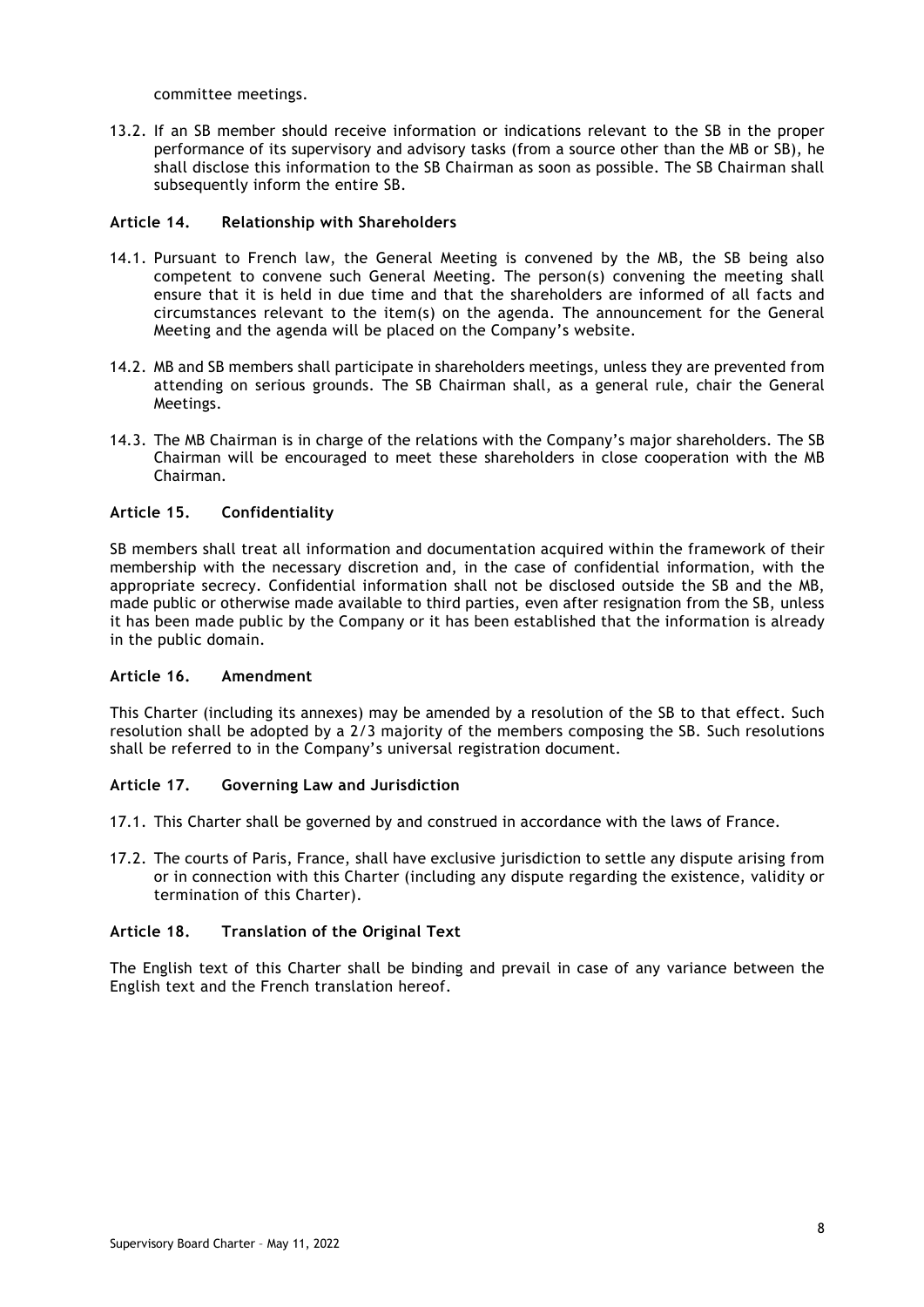committee meetings.

13.2. If an SB member should receive information or indications relevant to the SB in the proper performance of its supervisory and advisory tasks (from a source other than the MB or SB), he shall disclose this information to the SB Chairman as soon as possible. The SB Chairman shall subsequently inform the entire SB.

### Article 14. Relationship with Shareholders

14.1. Pursuant to French law, the General Meeting is convened by the MB, the SB being also competent to convene such General Meeting. The person(s) convening the meeting shall ensure that it is held in due time and that the shareholders are informed of all facts and circumstances relevant to the item(s) on the agenda. The announcement for the General Meeting and the agenda will be placed on the Company's website.

14.2. MB and SB members shall participate in shareholders meetings, unless they are prevented from attending on serious grounds. The SB Chairman shall, as a general rule, chair the General Meetings.

14.3. The MB Chairman is in charge of the relations with the Company's major shareholders. The SB Chairman will be encouraged to meet these shareholders in close cooperation with the MB Chairman.

### Article 15. Confidentiality

SB members shall treat all information and documentation acquired within the framework of their membership with the necessary discretion and, in the case of confidential information, with the appropriate secrecy. Confidential information shall not be disclosed outside the SB and the MB, made public or otherwise made available to third parties, even after resignation from the SB, unless it has been made public by the Company or it has been established that the information is already in the public domain.

### Article 16. Amendment

This Charter (including its annexes) may be amended by a resolution of the SB to that effect. Such resolution shall be adopted by a 2/3 majority of the members composing the SB. Such resolutions shall be referred to in the Company's universal registration document.

### Article 17. Governing Law and Jurisdiction

17.1. This Charter shall be governed by and construed in accordance with the laws of France.

17.2. The courts of Paris, France, shall have exclusive jurisdiction to settle any dispute arising from or in connection with this Charter (including any dispute regarding the existence, validity or termination of this Charter).

### Article 18. Translation of the Original Text

The English text of this Charter shall be binding and prevail in case of any variance between the English text and the French translation hereof.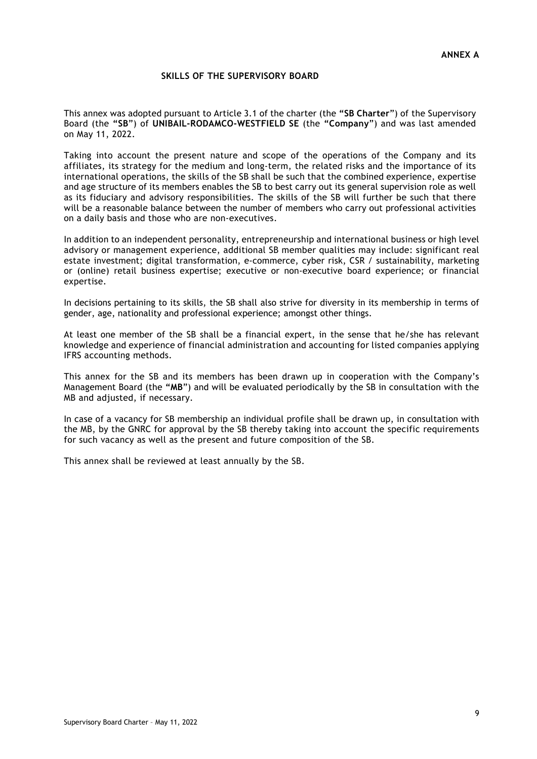**ANNEX A**

## SKILLS OF THE SUPERVISORY BOARD

This annex was adopted pursuant to Article 3.1 of the charter (the **"SB Charter"**) of the Supervisory Board (the **"SB"**) of **UNIBAIL-RODAMCO-WESTFIELD SE** (the **"Company"**) and was last amended on May 11, 2022.

Taking into account the present nature and scope of the operations of the Company and its affiliates, its strategy for the medium and long-term, the related risks and the importance of its international operations, the skills of the SB shall be such that the combined experience, expertise and age structure of its members enables the SB to best carry out its general supervision role as well as its fiduciary and advisory responsibilities. The skills of the SB will further be such that there will be a reasonable balance between the number of members who carry out professional activities on a daily basis and those who are non-executives.

In addition to an independent personality, entrepreneurship and international business or high level advisory or management experience, additional SB member qualities may include: significant real estate investment; digital transformation, e-commerce, cyber risk, CSR / sustainability, marketing or (online) retail business expertise; executive or non-executive board experience; or financial expertise.

In decisions pertaining to its skills, the SB shall also strive for diversity in its membership in terms of gender, age, nationality and professional experience; amongst other things.

At least one member of the SB shall be a financial expert, in the sense that he/she has relevant knowledge and experience of financial administration and accounting for listed companies applying IFRS accounting methods.

This annex for the SB and its members has been drawn up in cooperation with the Company's Management Board (the **"MB"**) and will be evaluated periodically by the SB in consultation with the MB and adjusted, if necessary.

In case of a vacancy for SB membership an individual profile shall be drawn up, in consultation with the MB, by the GNRC for approval by the SB thereby taking into account the specific requirements for such vacancy as well as the present and future composition of the SB.

This annex shall be reviewed at least annually by the SB.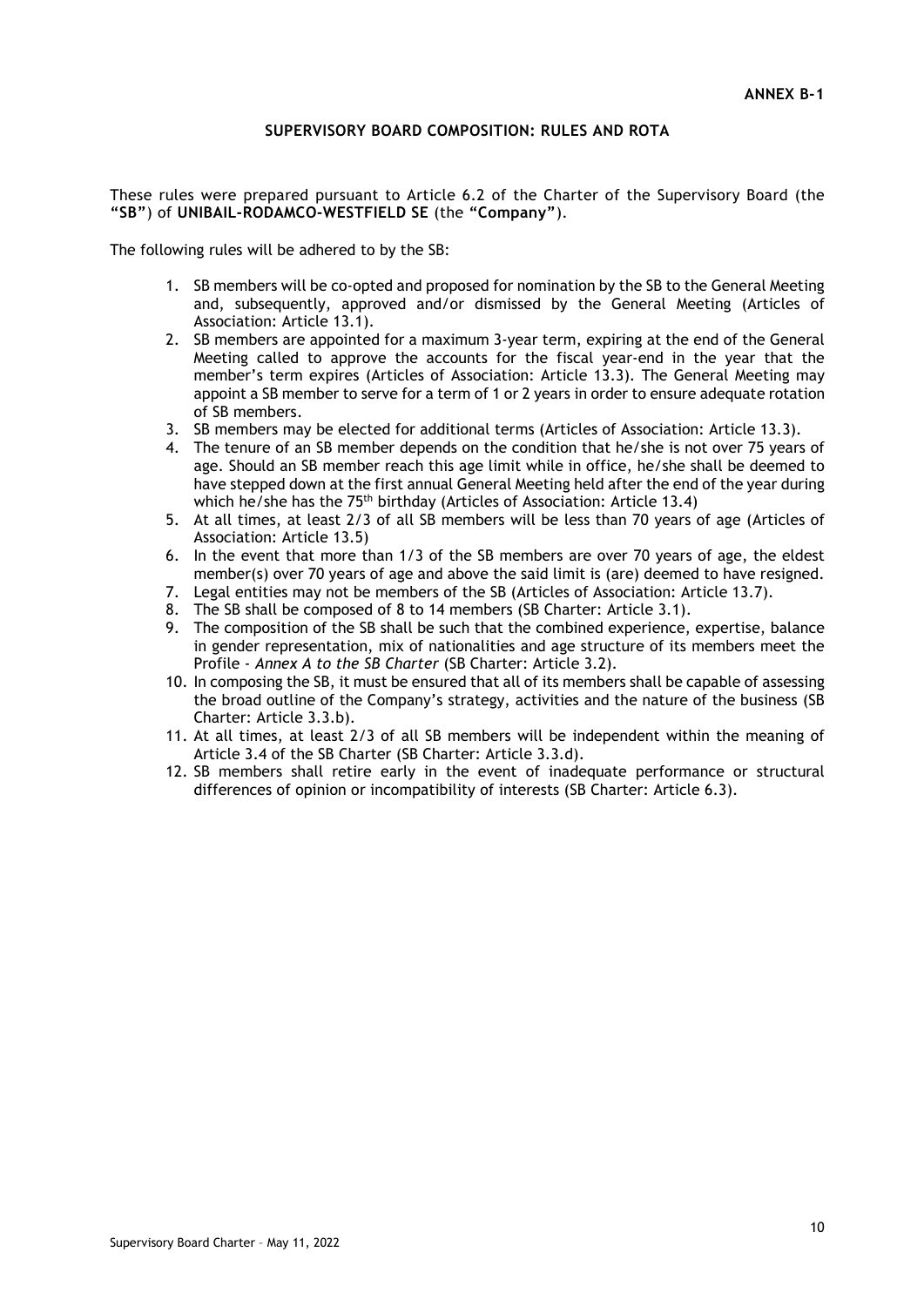**ANNEX B-1**

## SUPERVISORY BOARD COMPOSITION: RULES AND ROTA

These rules were prepared pursuant to Article 6.2 of the Charter of the Supervisory Board (the **"SB"**) of **UNIBAIL-RODAMCO-WESTFIELD SE** (the **"Company"**).

The following rules will be adhered to by the SB:

1. SB members will be co-opted and proposed for nomination by the SB to the General Meeting and, subsequently, approved and/or dismissed by the General Meeting (Articles of Association: Article 13.1).
2. SB members are appointed for a maximum 3-year term, expiring at the end of the General Meeting called to approve the accounts for the fiscal year-end in the year that the member's term expires (Articles of Association: Article 13.3). The General Meeting may appoint a SB member to serve for a term of 1 or 2 years in order to ensure adequate rotation of SB members.
3. SB members may be elected for additional terms (Articles of Association: Article 13.3).
4. The tenure of an SB member depends on the condition that he/she is not over 75 years of age. Should an SB member reach this age limit while in office, he/she shall be deemed to have stepped down at the first annual General Meeting held after the end of the year during which he/she has the 75th birthday (Articles of Association: Article 13.4)
5. At all times, at least 2/3 of all SB members will be less than 70 years of age (Articles of Association: Article 13.5)
6. In the event that more than 1/3 of the SB members are over 70 years of age, the eldest member(s) over 70 years of age and above the said limit is (are) deemed to have resigned.
7. Legal entities may not be members of the SB (Articles of Association: Article 13.7).
8. The SB shall be composed of 8 to 14 members (SB Charter: Article 3.1).
9. The composition of the SB shall be such that the combined experience, expertise, balance in gender representation, mix of nationalities and age structure of its members meet the Profile - *Annex A to the SB Charter* (SB Charter: Article 3.2).
10. In composing the SB, it must be ensured that all of its members shall be capable of assessing the broad outline of the Company's strategy, activities and the nature of the business (SB Charter: Article 3.3.b).
11. At all times, at least 2/3 of all SB members will be independent within the meaning of Article 3.4 of the SB Charter (SB Charter: Article 3.3.d).
12. SB members shall retire early in the event of inadequate performance or structural differences of opinion or incompatibility of interests (SB Charter: Article 6.3).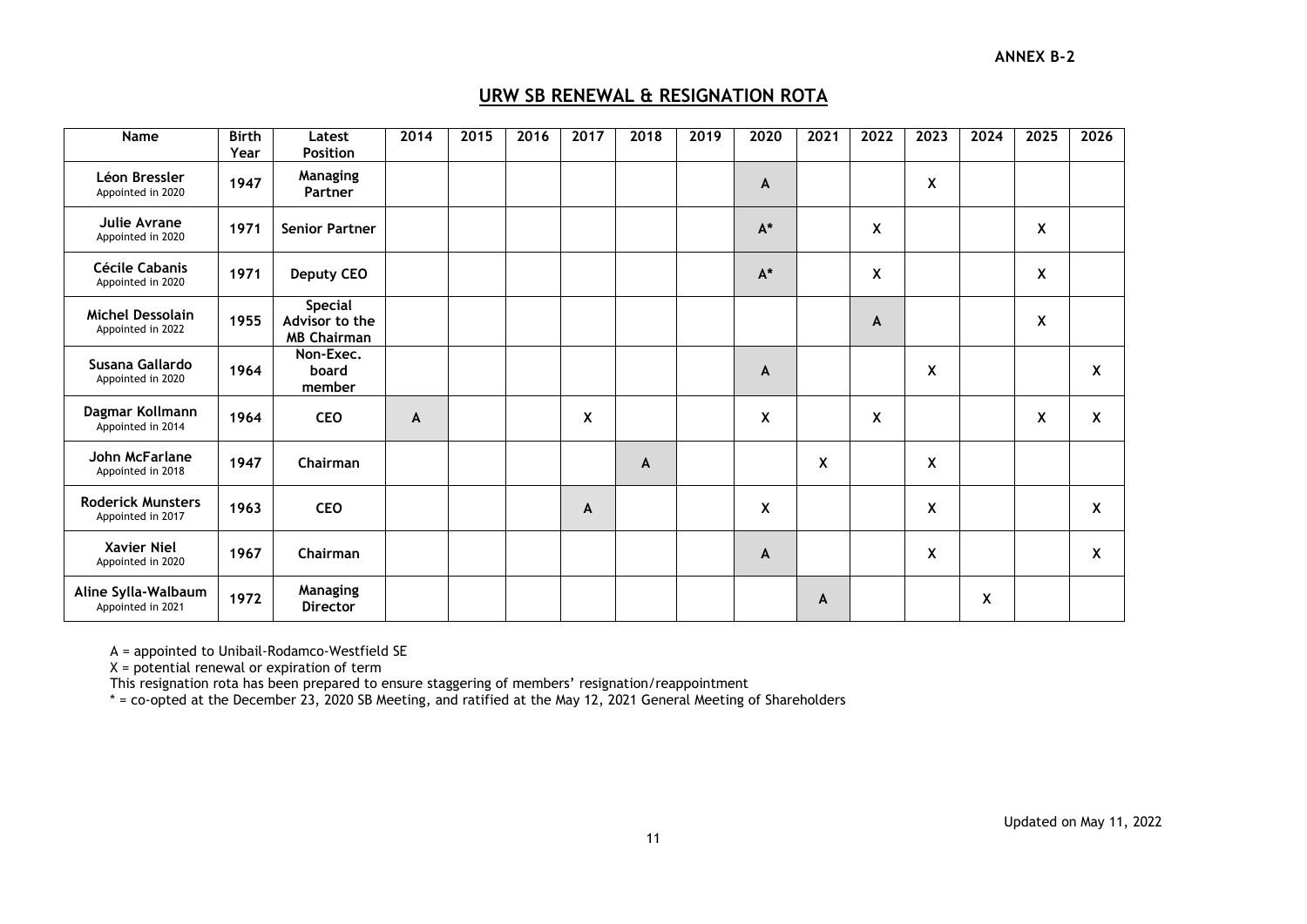**ANNEX B-2**

## URW SB RENEWAL & RESIGNATION ROTA

| Name | Birth Year | Latest Position | 2014 | 2015 | 2016 | 2017 | 2018 | 2019 | 2020 | 2021 | 2022 | 2023 | 2024 | 2025 | 2026 |
|---|---|---|---|---|---|---|---|---|---|---|---|---|---|---|---|
| **Léon Bressler** Appointed in 2020 | **1947** | **Managing Partner** | | | | | | | **A** | | | **X** | | | |
| **Julie Avrane** Appointed in 2020 | **1971** | **Senior Partner** | | | | | | | **A*** | | **X** | | | **X** | |
| **Cécile Cabanis** Appointed in 2020 | **1971** | **Deputy CEO** | | | | | | | **A*** | | **X** | | | **X** | |
| **Michel Dessolain** Appointed in 2022 | **1955** | **Special Advisor to the MB Chairman** | | | | | | | | | **A** | | | **X** | |
| **Susana Gallardo** Appointed in 2020 | **1964** | **Non-Exec. board member** | | | | | | | **A** | | | **X** | | | **X** |
| **Dagmar Kollmann** Appointed in 2014 | **1964** | **CEO** | **A** | | | **X** | | | **X** | | **X** | | | **X** | **X** |
| **John McFarlane** Appointed in 2018 | **1947** | **Chairman** | | | | | **A** | | | **X** | | **X** | | | |
| **Roderick Munsters** Appointed in 2017 | **1963** | **CEO** | | | | **A** | | | **X** | | | **X** | | | **X** |
| **Xavier Niel** Appointed in 2020 | **1967** | **Chairman** | | | | | | | **A** | | | **X** | | | **X** |
| **Aline Sylla-Walbaum** Appointed in 2021 | **1972** | **Managing Director** | | | | | | | | **A** | | | **X** | | |

A = appointed to Unibail-Rodamco-Westfield SE

X = potential renewal or expiration of term

This resignation rota has been prepared to ensure staggering of members' resignation/reappointment

* = co-opted at the December 23, 2020 SB Meeting, and ratified at the May 12, 2021 General Meeting of Shareholders

Updated on May 11, 2022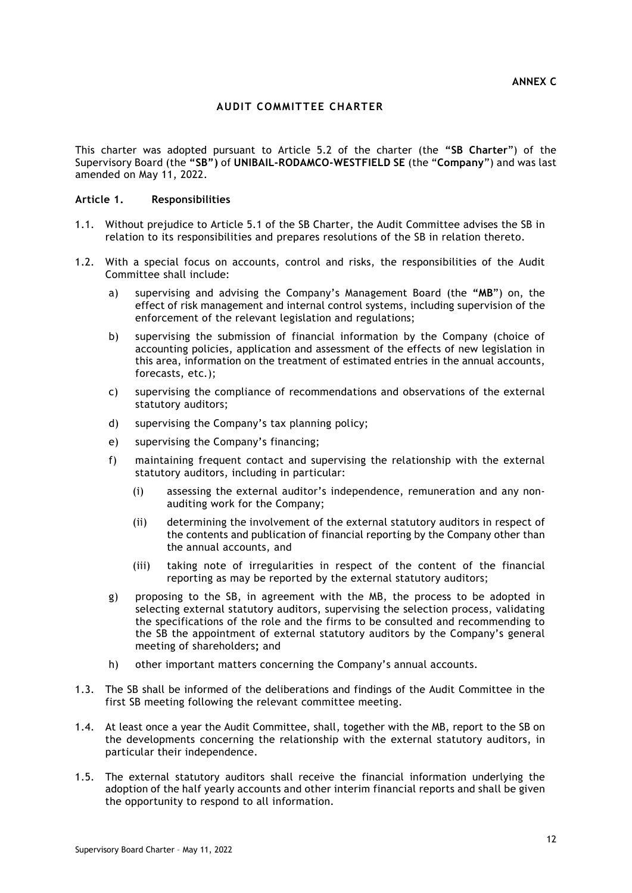**ANNEX C**

# AUDIT COMMITTEE CHARTER

This charter was adopted pursuant to Article 5.2 of the charter (the **"SB Charter"**) of the Supervisory Board (the **"SB")** of **UNIBAIL-RODAMCO-WESTFIELD SE** (the "**Company**") and was last amended on May 11, 2022.

## Article 1. Responsibilities

1.1. Without prejudice to Article 5.1 of the SB Charter, the Audit Committee advises the SB in relation to its responsibilities and prepares resolutions of the SB in relation thereto.

1.2. With a special focus on accounts, control and risks, the responsibilities of the Audit Committee shall include:

a) supervising and advising the Company's Management Board (the **"MB"**) on, the effect of risk management and internal control systems, including supervision of the enforcement of the relevant legislation and regulations;

b) supervising the submission of financial information by the Company (choice of accounting policies, application and assessment of the effects of new legislation in this area, information on the treatment of estimated entries in the annual accounts, forecasts, etc.);

c) supervising the compliance of recommendations and observations of the external statutory auditors;

d) supervising the Company's tax planning policy;

e) supervising the Company's financing;

f) maintaining frequent contact and supervising the relationship with the external statutory auditors, including in particular:

   (i) assessing the external auditor's independence, remuneration and any non-auditing work for the Company;

   (ii) determining the involvement of the external statutory auditors in respect of the contents and publication of financial reporting by the Company other than the annual accounts, and

   (iii) taking note of irregularities in respect of the content of the financial reporting as may be reported by the external statutory auditors;

g) proposing to the SB, in agreement with the MB, the process to be adopted in selecting external statutory auditors, supervising the selection process, validating the specifications of the role and the firms to be consulted and recommending to the SB the appointment of external statutory auditors by the Company's general meeting of shareholders**;** and

h) other important matters concerning the Company's annual accounts.

1.3. The SB shall be informed of the deliberations and findings of the Audit Committee in the first SB meeting following the relevant committee meeting.

1.4. At least once a year the Audit Committee, shall, together with the MB, report to the SB on the developments concerning the relationship with the external statutory auditors, in particular their independence.

1.5. The external statutory auditors shall receive the financial information underlying the adoption of the half yearly accounts and other interim financial reports and shall be given the opportunity to respond to all information.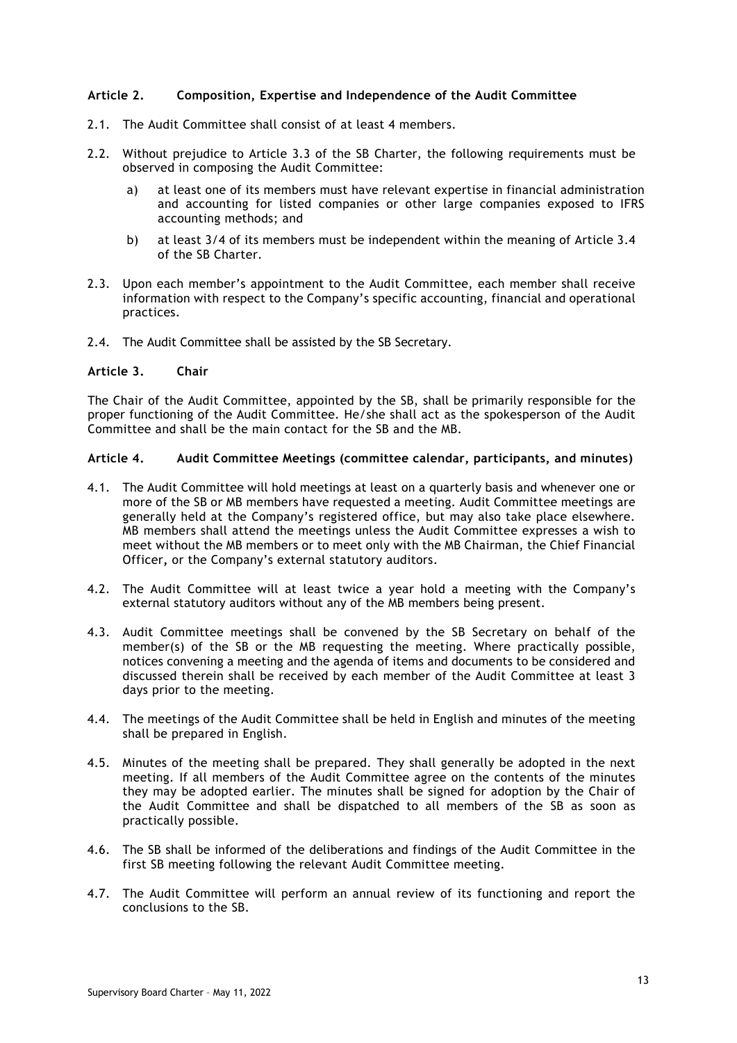### Article 2. Composition, Expertise and Independence of the Audit Committee

2.1. The Audit Committee shall consist of at least 4 members.

2.2. Without prejudice to Article 3.3 of the SB Charter, the following requirements must be observed in composing the Audit Committee:

a) at least one of its members must have relevant expertise in financial administration and accounting for listed companies or other large companies exposed to IFRS accounting methods; and

b) at least 3/4 of its members must be independent within the meaning of Article 3.4 of the SB Charter.

2.3. Upon each member's appointment to the Audit Committee, each member shall receive information with respect to the Company's specific accounting, financial and operational practices.

2.4. The Audit Committee shall be assisted by the SB Secretary.

### Article 3. Chair

The Chair of the Audit Committee, appointed by the SB, shall be primarily responsible for the proper functioning of the Audit Committee. He/she shall act as the spokesperson of the Audit Committee and shall be the main contact for the SB and the MB.

### Article 4. Audit Committee Meetings (committee calendar, participants, and minutes)

4.1. The Audit Committee will hold meetings at least on a quarterly basis and whenever one or more of the SB or MB members have requested a meeting. Audit Committee meetings are generally held at the Company's registered office, but may also take place elsewhere. MB members shall attend the meetings unless the Audit Committee expresses a wish to meet without the MB members or to meet only with the MB Chairman, the Chief Financial Officer, or the Company's external statutory auditors.

4.2. The Audit Committee will at least twice a year hold a meeting with the Company's external statutory auditors without any of the MB members being present.

4.3. Audit Committee meetings shall be convened by the SB Secretary on behalf of the member(s) of the SB or the MB requesting the meeting. Where practically possible, notices convening a meeting and the agenda of items and documents to be considered and discussed therein shall be received by each member of the Audit Committee at least 3 days prior to the meeting.

4.4. The meetings of the Audit Committee shall be held in English and minutes of the meeting shall be prepared in English.

4.5. Minutes of the meeting shall be prepared. They shall generally be adopted in the next meeting. If all members of the Audit Committee agree on the contents of the minutes they may be adopted earlier. The minutes shall be signed for adoption by the Chair of the Audit Committee and shall be dispatched to all members of the SB as soon as practically possible.

4.6. The SB shall be informed of the deliberations and findings of the Audit Committee in the first SB meeting following the relevant Audit Committee meeting.

4.7. The Audit Committee will perform an annual review of its functioning and report the conclusions to the SB.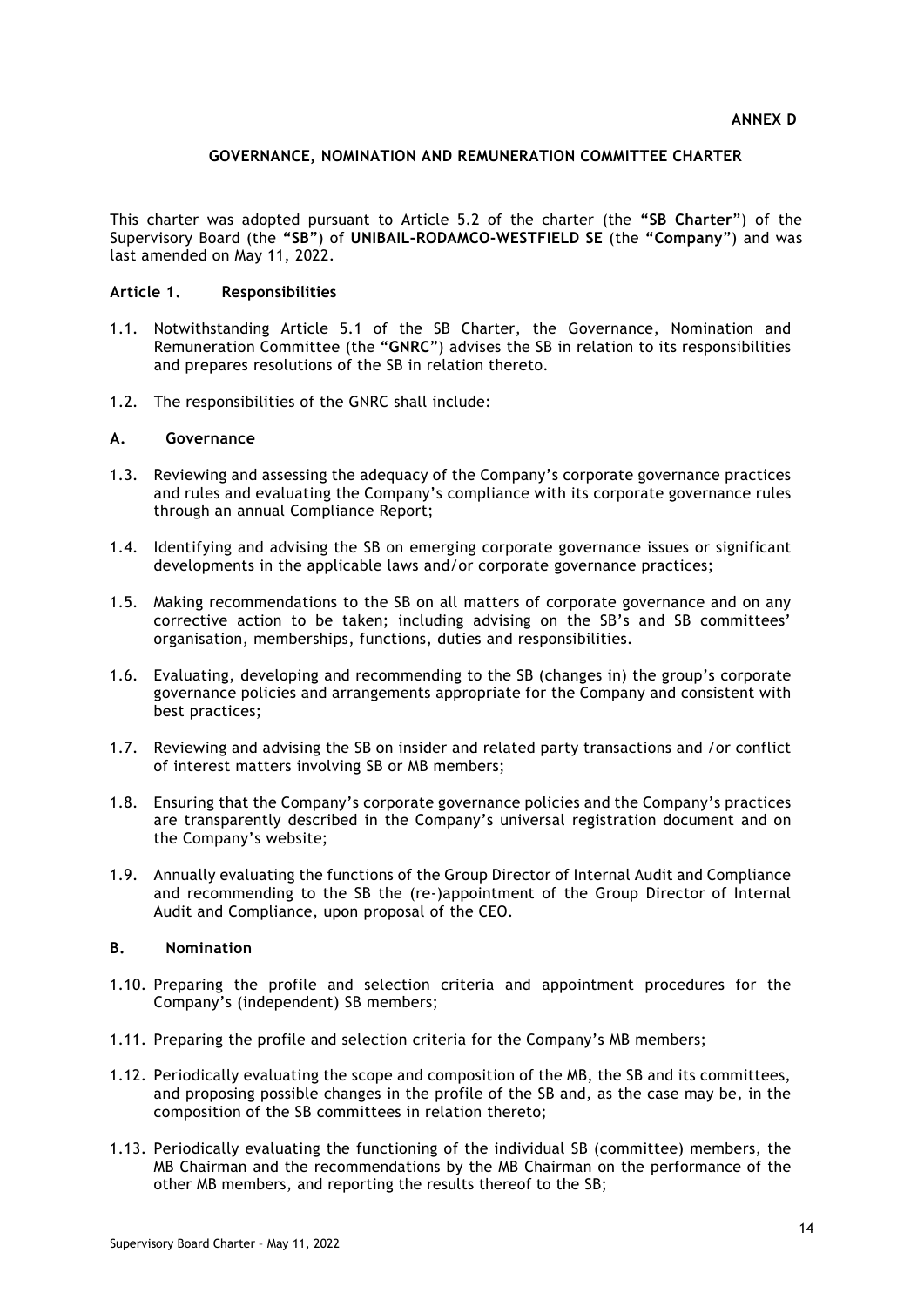**ANNEX D**

## GOVERNANCE, NOMINATION AND REMUNERATION COMMITTEE CHARTER

This charter was adopted pursuant to Article 5.2 of the charter (the **"SB Charter"**) of the Supervisory Board (the **"SB"**) of **UNIBAIL-RODAMCO-WESTFIELD SE** (the **"Company"**) and was last amended on May 11, 2022.

### Article 1. Responsibilities

1.1. Notwithstanding Article 5.1 of the SB Charter, the Governance, Nomination and Remuneration Committee (the "**GNRC**") advises the SB in relation to its responsibilities and prepares resolutions of the SB in relation thereto.

1.2. The responsibilities of the GNRC shall include:

### A. Governance

1.3. Reviewing and assessing the adequacy of the Company's corporate governance practices and rules and evaluating the Company's compliance with its corporate governance rules through an annual Compliance Report;

1.4. Identifying and advising the SB on emerging corporate governance issues or significant developments in the applicable laws and/or corporate governance practices;

1.5. Making recommendations to the SB on all matters of corporate governance and on any corrective action to be taken; including advising on the SB's and SB committees' organisation, memberships, functions, duties and responsibilities.

1.6. Evaluating, developing and recommending to the SB (changes in) the group's corporate governance policies and arrangements appropriate for the Company and consistent with best practices;

1.7. Reviewing and advising the SB on insider and related party transactions and /or conflict of interest matters involving SB or MB members;

1.8. Ensuring that the Company's corporate governance policies and the Company's practices are transparently described in the Company's universal registration document and on the Company's website;

1.9. Annually evaluating the functions of the Group Director of Internal Audit and Compliance and recommending to the SB the (re-)appointment of the Group Director of Internal Audit and Compliance, upon proposal of the CEO.

### B. Nomination

1.10. Preparing the profile and selection criteria and appointment procedures for the Company's (independent) SB members;

1.11. Preparing the profile and selection criteria for the Company's MB members;

1.12. Periodically evaluating the scope and composition of the MB, the SB and its committees, and proposing possible changes in the profile of the SB and, as the case may be, in the composition of the SB committees in relation thereto;

1.13. Periodically evaluating the functioning of the individual SB (committee) members, the MB Chairman and the recommendations by the MB Chairman on the performance of the other MB members, and reporting the results thereof to the SB;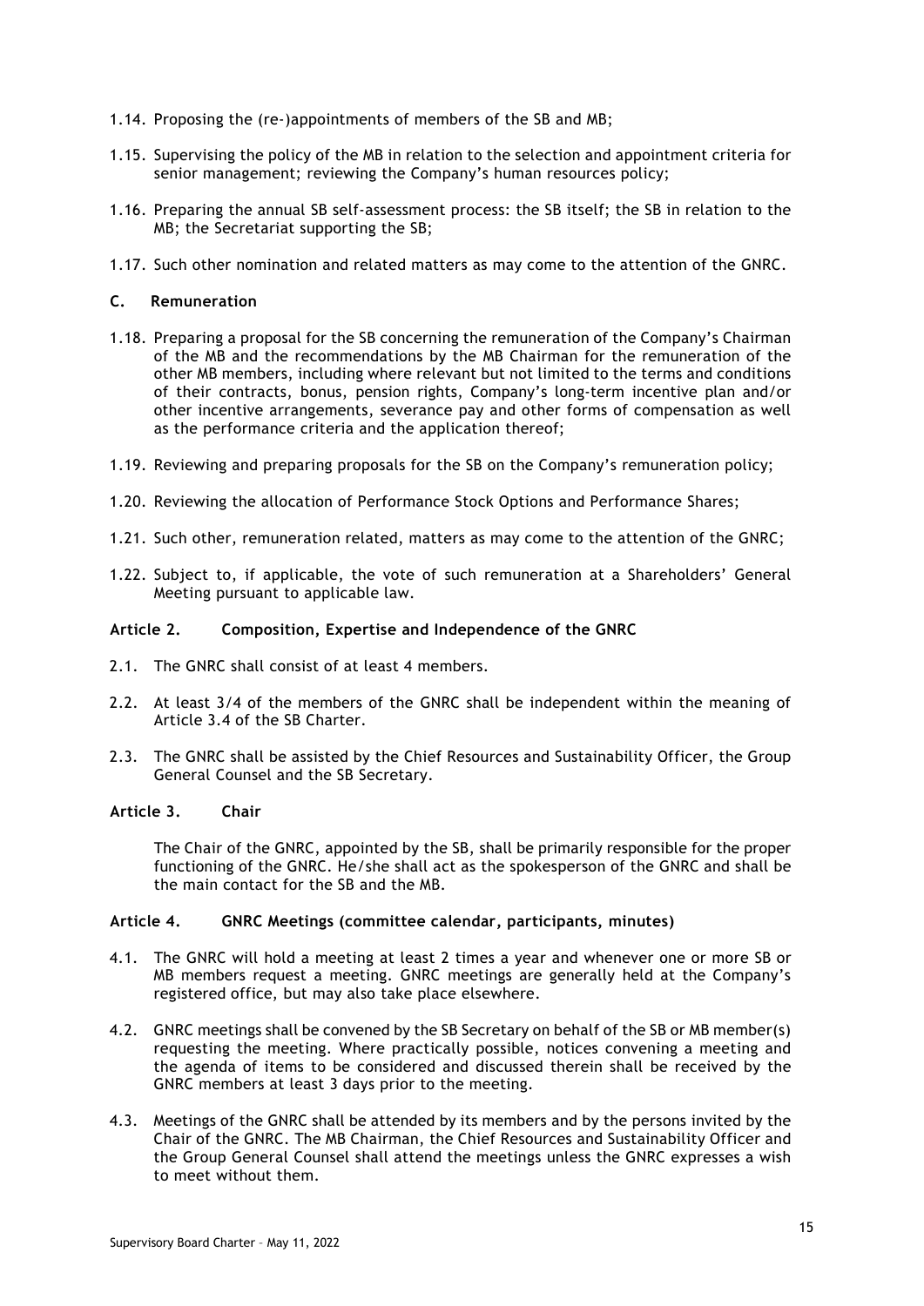1.14. Proposing the (re-)appointments of members of the SB and MB;

1.15. Supervising the policy of the MB in relation to the selection and appointment criteria for senior management; reviewing the Company's human resources policy;

1.16. Preparing the annual SB self-assessment process: the SB itself; the SB in relation to the MB; the Secretariat supporting the SB;

1.17. Such other nomination and related matters as may come to the attention of the GNRC.

### C. Remuneration

1.18. Preparing a proposal for the SB concerning the remuneration of the Company's Chairman of the MB and the recommendations by the MB Chairman for the remuneration of the other MB members, including where relevant but not limited to the terms and conditions of their contracts, bonus, pension rights, Company's long-term incentive plan and/or other incentive arrangements, severance pay and other forms of compensation as well as the performance criteria and the application thereof;

1.19. Reviewing and preparing proposals for the SB on the Company's remuneration policy;

1.20. Reviewing the allocation of Performance Stock Options and Performance Shares;

1.21. Such other, remuneration related, matters as may come to the attention of the GNRC;

1.22. Subject to, if applicable, the vote of such remuneration at a Shareholders' General Meeting pursuant to applicable law.

## Article 2. Composition, Expertise and Independence of the GNRC

2.1. The GNRC shall consist of at least 4 members.

2.2. At least 3/4 of the members of the GNRC shall be independent within the meaning of Article 3.4 of the SB Charter.

2.3. The GNRC shall be assisted by the Chief Resources and Sustainability Officer, the Group General Counsel and the SB Secretary.

## Article 3. Chair

The Chair of the GNRC, appointed by the SB, shall be primarily responsible for the proper functioning of the GNRC. He/she shall act as the spokesperson of the GNRC and shall be the main contact for the SB and the MB.

## Article 4. GNRC Meetings (committee calendar, participants, minutes)

4.1. The GNRC will hold a meeting at least 2 times a year and whenever one or more SB or MB members request a meeting. GNRC meetings are generally held at the Company's registered office, but may also take place elsewhere.

4.2. GNRC meetings shall be convened by the SB Secretary on behalf of the SB or MB member(s) requesting the meeting. Where practically possible, notices convening a meeting and the agenda of items to be considered and discussed therein shall be received by the GNRC members at least 3 days prior to the meeting.

4.3. Meetings of the GNRC shall be attended by its members and by the persons invited by the Chair of the GNRC. The MB Chairman, the Chief Resources and Sustainability Officer and the Group General Counsel shall attend the meetings unless the GNRC expresses a wish to meet without them.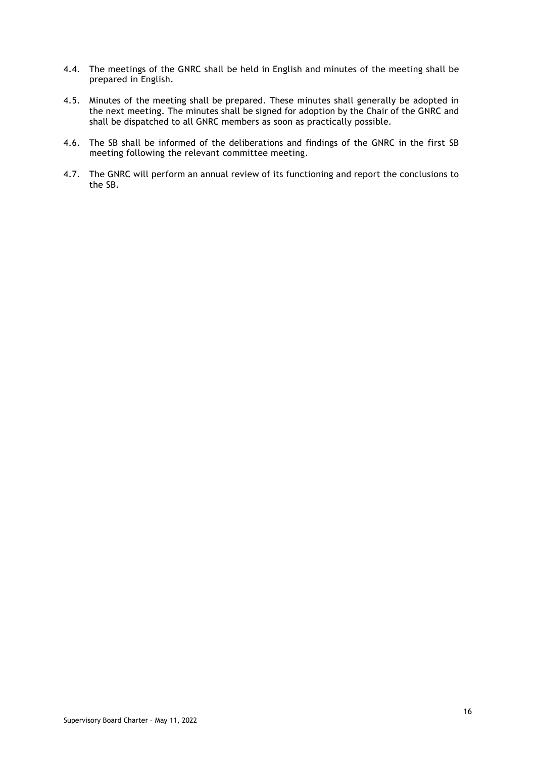4.4. The meetings of the GNRC shall be held in English and minutes of the meeting shall be prepared in English.

4.5. Minutes of the meeting shall be prepared. These minutes shall generally be adopted in the next meeting. The minutes shall be signed for adoption by the Chair of the GNRC and shall be dispatched to all GNRC members as soon as practically possible.

4.6. The SB shall be informed of the deliberations and findings of the GNRC in the first SB meeting following the relevant committee meeting.

4.7. The GNRC will perform an annual review of its functioning and report the conclusions to the SB.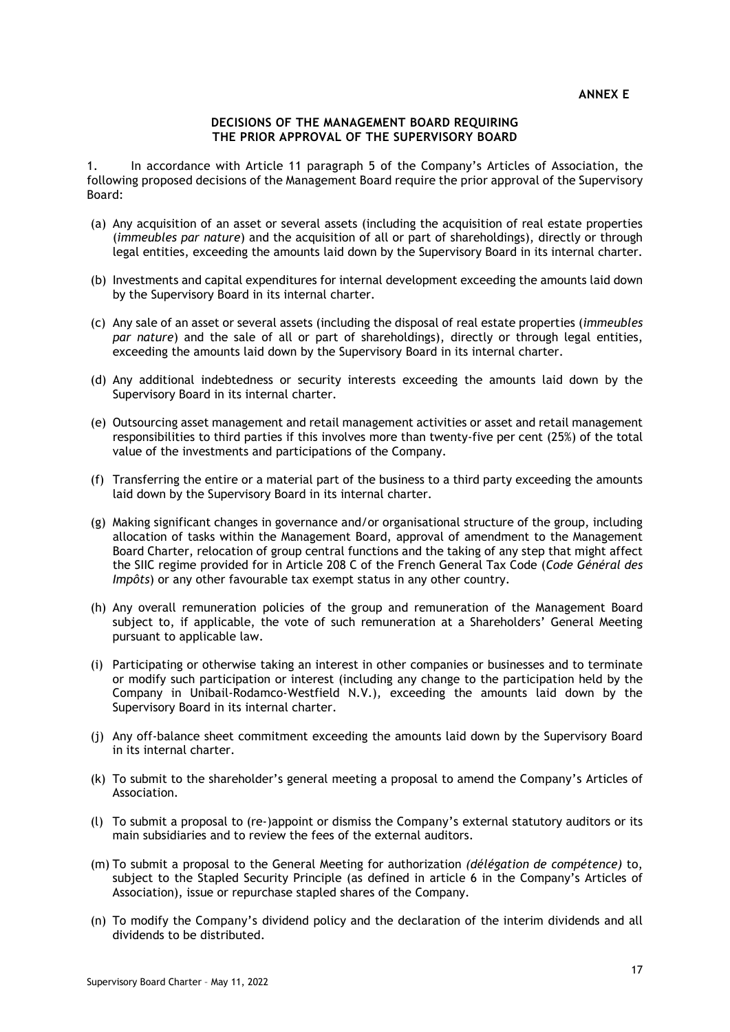**ANNEX E**

**DECISIONS OF THE MANAGEMENT BOARD REQUIRING THE PRIOR APPROVAL OF THE SUPERVISORY BOARD**

1. In accordance with Article 11 paragraph 5 of the Company's Articles of Association, the following proposed decisions of the Management Board require the prior approval of the Supervisory Board:

(a) Any acquisition of an asset or several assets (including the acquisition of real estate properties (*immeubles par nature*) and the acquisition of all or part of shareholdings), directly or through legal entities, exceeding the amounts laid down by the Supervisory Board in its internal charter.

(b) Investments and capital expenditures for internal development exceeding the amounts laid down by the Supervisory Board in its internal charter.

(c) Any sale of an asset or several assets (including the disposal of real estate properties (*immeubles par nature*) and the sale of all or part of shareholdings), directly or through legal entities, exceeding the amounts laid down by the Supervisory Board in its internal charter.

(d) Any additional indebtedness or security interests exceeding the amounts laid down by the Supervisory Board in its internal charter.

(e) Outsourcing asset management and retail management activities or asset and retail management responsibilities to third parties if this involves more than twenty-five per cent (25%) of the total value of the investments and participations of the Company.

(f) Transferring the entire or a material part of the business to a third party exceeding the amounts laid down by the Supervisory Board in its internal charter.

(g) Making significant changes in governance and/or organisational structure of the group, including allocation of tasks within the Management Board, approval of amendment to the Management Board Charter, relocation of group central functions and the taking of any step that might affect the SIIC regime provided for in Article 208 C of the French General Tax Code (*Code Général des Impôts*) or any other favourable tax exempt status in any other country.

(h) Any overall remuneration policies of the group and remuneration of the Management Board subject to, if applicable, the vote of such remuneration at a Shareholders' General Meeting pursuant to applicable law.

(i) Participating or otherwise taking an interest in other companies or businesses and to terminate or modify such participation or interest (including any change to the participation held by the Company in Unibail-Rodamco-Westfield N.V.), exceeding the amounts laid down by the Supervisory Board in its internal charter.

(j) Any off-balance sheet commitment exceeding the amounts laid down by the Supervisory Board in its internal charter.

(k) To submit to the shareholder's general meeting a proposal to amend the Company's Articles of Association.

(l) To submit a proposal to (re-)appoint or dismiss the Company's external statutory auditors or its main subsidiaries and to review the fees of the external auditors.

(m) To submit a proposal to the General Meeting for authorization *(délégation de compétence)* to, subject to the Stapled Security Principle (as defined in article 6 in the Company's Articles of Association), issue or repurchase stapled shares of the Company.

(n) To modify the Company's dividend policy and the declaration of the interim dividends and all dividends to be distributed.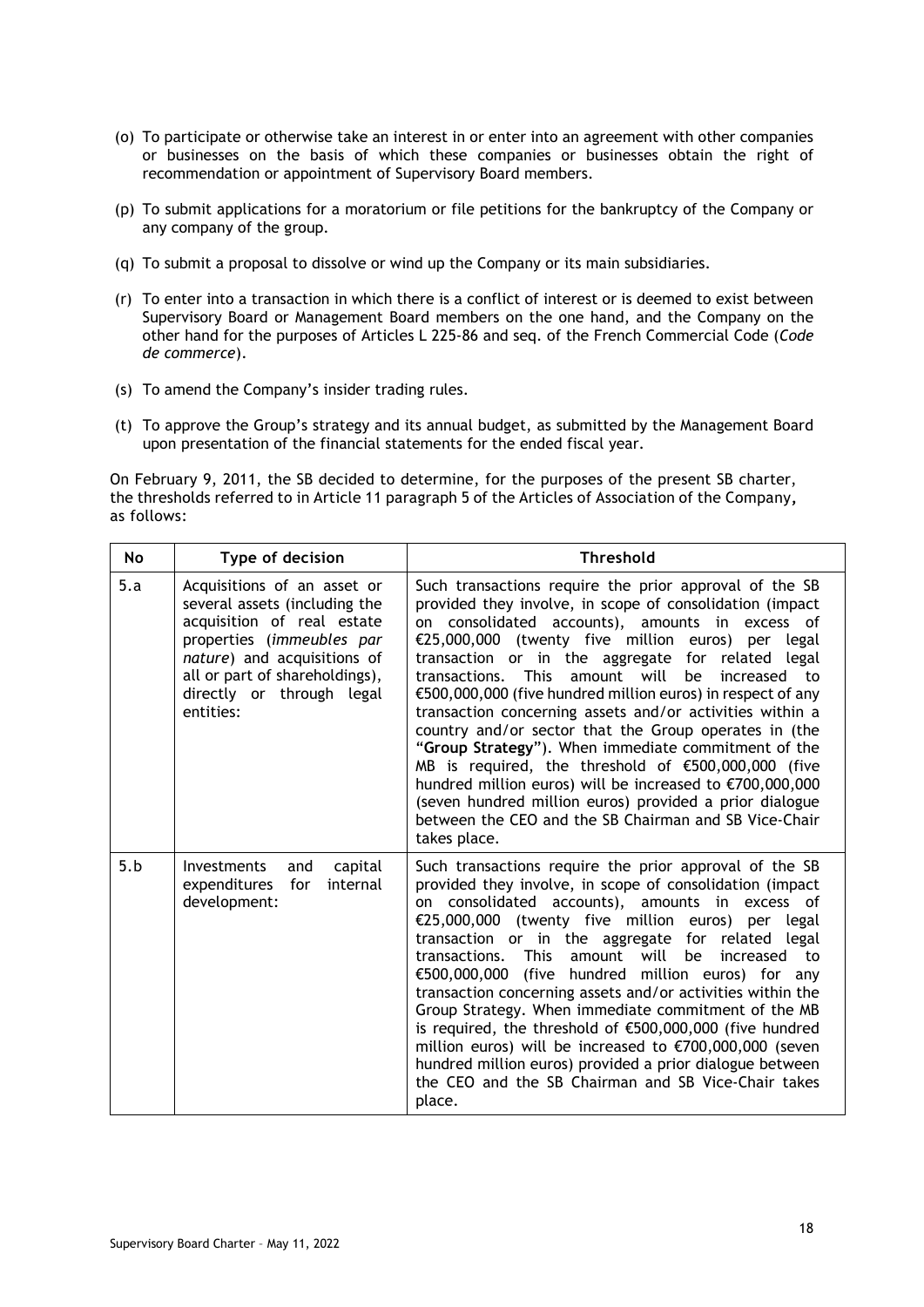(o) To participate or otherwise take an interest in or enter into an agreement with other companies or businesses on the basis of which these companies or businesses obtain the right of recommendation or appointment of Supervisory Board members.

(p) To submit applications for a moratorium or file petitions for the bankruptcy of the Company or any company of the group.

(q) To submit a proposal to dissolve or wind up the Company or its main subsidiaries.

(r) To enter into a transaction in which there is a conflict of interest or is deemed to exist between Supervisory Board or Management Board members on the one hand, and the Company on the other hand for the purposes of Articles L 225-86 and seq. of the French Commercial Code (*Code de commerce*).

(s) To amend the Company's insider trading rules.

(t) To approve the Group's strategy and its annual budget, as submitted by the Management Board upon presentation of the financial statements for the ended fiscal year.

On February 9, 2011, the SB decided to determine, for the purposes of the present SB charter, the thresholds referred to in Article 11 paragraph 5 of the Articles of Association of the Company**,** as follows:

| No | Type of decision | Threshold |
|---|---|---|
| 5.a | Acquisitions of an asset or several assets (including the acquisition of real estate properties (*immeubles par nature*) and acquisitions of all or part of shareholdings), directly or through legal entities: | Such transactions require the prior approval of the SB provided they involve, in scope of consolidation (impact on consolidated accounts), amounts in excess of €25,000,000 (twenty five million euros) per legal transaction or in the aggregate for related legal transactions. This amount will be increased to €500,000,000 (five hundred million euros) in respect of any transaction concerning assets and/or activities within a country and/or sector that the Group operates in (the "**Group Strategy**"). When immediate commitment of the MB is required, the threshold of €500,000,000 (five hundred million euros) will be increased to €700,000,000 (seven hundred million euros) provided a prior dialogue between the CEO and the SB Chairman and SB Vice-Chair takes place. |
| 5.b | Investments and capital expenditures for internal development: | Such transactions require the prior approval of the SB provided they involve, in scope of consolidation (impact on consolidated accounts), amounts in excess of €25,000,000 (twenty five million euros) per legal transaction or in the aggregate for related legal transactions. This amount will be increased to €500,000,000 (five hundred million euros) for any transaction concerning assets and/or activities within the Group Strategy. When immediate commitment of the MB is required, the threshold of €500,000,000 (five hundred million euros) will be increased to €700,000,000 (seven hundred million euros) provided a prior dialogue between the CEO and the SB Chairman and SB Vice-Chair takes place. |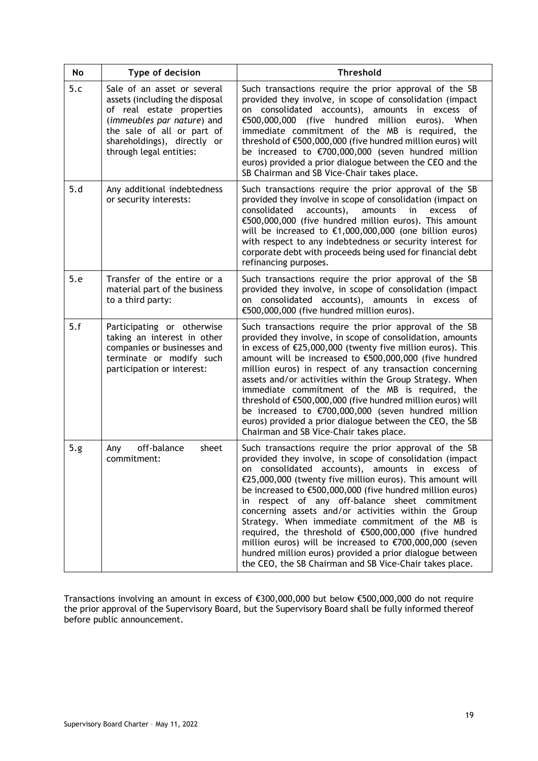| No | Type of decision | Threshold |
| --- | --- | --- |
| 5.c | Sale of an asset or several assets (including the disposal of real estate properties (*immeubles par nature*) and the sale of all or part of shareholdings), directly or through legal entities: | Such transactions require the prior approval of the SB provided they involve, in scope of consolidation (impact on consolidated accounts), amounts in excess of €500,000,000 (five hundred million euros). When immediate commitment of the MB is required, the threshold of €500,000,000 (five hundred million euros) will be increased to €700,000,000 (seven hundred million euros) provided a prior dialogue between the CEO and the SB Chairman and SB Vice-Chair takes place. |
| 5.d | Any additional indebtedness or security interests: | Such transactions require the prior approval of the SB provided they involve in scope of consolidation (impact on consolidated accounts), amounts in excess of €500,000,000 (five hundred million euros). This amount will be increased to €1,000,000,000 (one billion euros) with respect to any indebtedness or security interest for corporate debt with proceeds being used for financial debt refinancing purposes. |
| 5.e | Transfer of the entire or a material part of the business to a third party: | Such transactions require the prior approval of the SB provided they involve, in scope of consolidation (impact on consolidated accounts), amounts in excess of €500,000,000 (five hundred million euros). |
| 5.f | Participating or otherwise taking an interest in other companies or businesses and terminate or modify such participation or interest: | Such transactions require the prior approval of the SB provided they involve, in scope of consolidation, amounts in excess of €25,000,000 (twenty five million euros). This amount will be increased to €500,000,000 (five hundred million euros) in respect of any transaction concerning assets and/or activities within the Group Strategy. When immediate commitment of the MB is required, the threshold of €500,000,000 (five hundred million euros) will be increased to €700,000,000 (seven hundred million euros) provided a prior dialogue between the CEO, the SB Chairman and SB Vice-Chair takes place. |
| 5.g | Any off-balance sheet commitment: | Such transactions require the prior approval of the SB provided they involve, in scope of consolidation (impact on consolidated accounts), amounts in excess of €25,000,000 (twenty five million euros). This amount will be increased to €500,000,000 (five hundred million euros) in respect of any off-balance sheet commitment concerning assets and/or activities within the Group Strategy. When immediate commitment of the MB is required, the threshold of €500,000,000 (five hundred million euros) will be increased to €700,000,000 (seven hundred million euros) provided a prior dialogue between the CEO, the SB Chairman and SB Vice-Chair takes place. |

Transactions involving an amount in excess of €300,000,000 but below €500,000,000 do not require the prior approval of the Supervisory Board, but the Supervisory Board shall be fully informed thereof before public announcement.